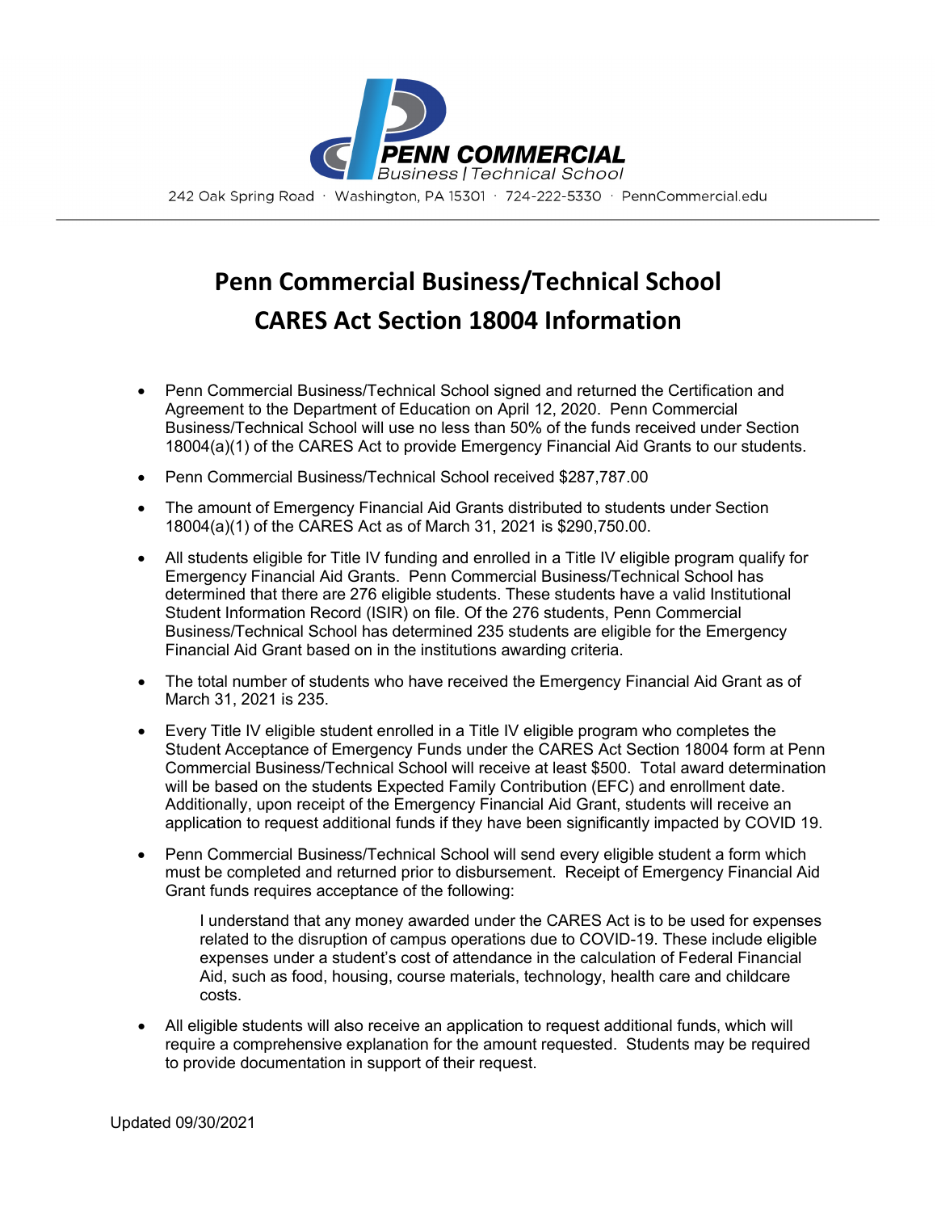PENN COMMERCIAL

Business | Technical School

242 Oak Spring Road · Washington, PA 15301 · 724-222-5330 · PennCommercial.edu

# Penn Commercial Business/Technical School
# CARES Act Section 18004 Information

- Penn Commercial Business/Technical School signed and returned the Certification and Agreement to the Department of Education on April 12, 2020. Penn Commercial Business/Technical School will use no less than 50% of the funds received under Section 18004(a)(1) of the CARES Act to provide Emergency Financial Aid Grants to our students.
- Penn Commercial Business/Technical School received $287,787.00
- The amount of Emergency Financial Aid Grants distributed to students under Section 18004(a)(1) of the CARES Act as of March 31, 2021 is $290,750.00.
- All students eligible for Title IV funding and enrolled in a Title IV eligible program qualify for Emergency Financial Aid Grants. Penn Commercial Business/Technical School has determined that there are 276 eligible students. These students have a valid Institutional Student Information Record (ISIR) on file. Of the 276 students, Penn Commercial Business/Technical School has determined 235 students are eligible for the Emergency Financial Aid Grant based on in the institutions awarding criteria.
- The total number of students who have received the Emergency Financial Aid Grant as of March 31, 2021 is 235.
- Every Title IV eligible student enrolled in a Title IV eligible program who completes the Student Acceptance of Emergency Funds under the CARES Act Section 18004 form at Penn Commercial Business/Technical School will receive at least $500. Total award determination will be based on the students Expected Family Contribution (EFC) and enrollment date. Additionally, upon receipt of the Emergency Financial Aid Grant, students will receive an application to request additional funds if they have been significantly impacted by COVID 19.
- Penn Commercial Business/Technical School will send every eligible student a form which must be completed and returned prior to disbursement. Receipt of Emergency Financial Aid Grant funds requires acceptance of the following:

  > I understand that any money awarded under the CARES Act is to be used for expenses related to the disruption of campus operations due to COVID-19. These include eligible expenses under a student's cost of attendance in the calculation of Federal Financial Aid, such as food, housing, course materials, technology, health care and childcare costs.

- All eligible students will also receive an application to request additional funds, which will require a comprehensive explanation for the amount requested. Students may be required to provide documentation in support of their request.

Updated 09/30/2021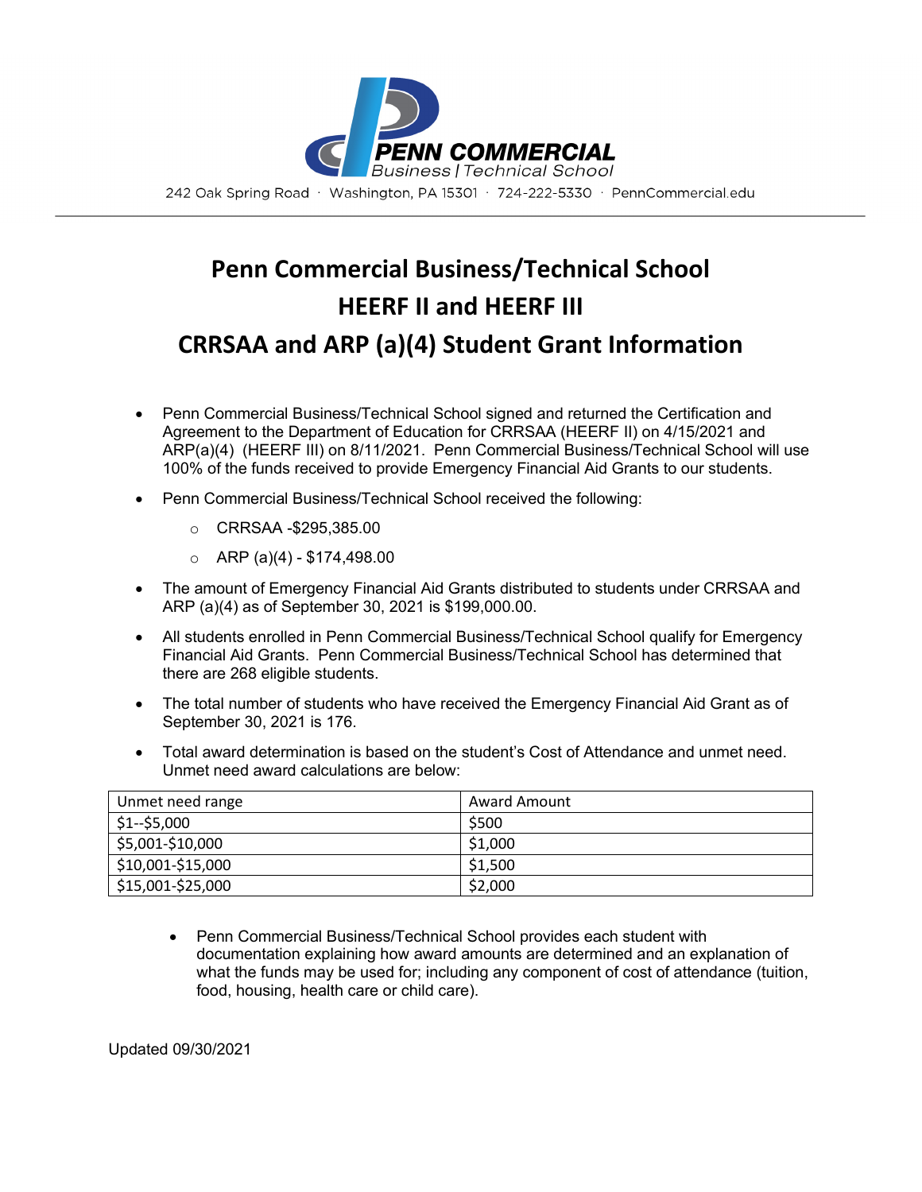PENN COMMERCIAL
Business | Technical School

242 Oak Spring Road · Washington, PA 15301 · 724-222-5330 · PennCommercial.edu

# Penn Commercial Business/Technical School
# HEERF II and HEERF III
# CRRSAA and ARP (a)(4) Student Grant Information

- Penn Commercial Business/Technical School signed and returned the Certification and Agreement to the Department of Education for CRRSAA (HEERF II) on 4/15/2021 and ARP(a)(4) (HEERF III) on 8/11/2021. Penn Commercial Business/Technical School will use 100% of the funds received to provide Emergency Financial Aid Grants to our students.
- Penn Commercial Business/Technical School received the following:
  - CRRSAA -$295,385.00
  - ARP (a)(4) - $174,498.00
- The amount of Emergency Financial Aid Grants distributed to students under CRRSAA and ARP (a)(4) as of September 30, 2021 is $199,000.00.
- All students enrolled in Penn Commercial Business/Technical School qualify for Emergency Financial Aid Grants. Penn Commercial Business/Technical School has determined that there are 268 eligible students.
- The total number of students who have received the Emergency Financial Aid Grant as of September 30, 2021 is 176.
- Total award determination is based on the student's Cost of Attendance and unmet need. Unmet need award calculations are below:

| Unmet need range | Award Amount |
|---|---|
| $1--$5,000 | $500 |
| $5,001-$10,000 | $1,000 |
| $10,001-$15,000 | $1,500 |
| $15,001-$25,000 | $2,000 |

- Penn Commercial Business/Technical School provides each student with documentation explaining how award amounts are determined and an explanation of what the funds may be used for; including any component of cost of attendance (tuition, food, housing, health care or child care).

Updated 09/30/2021